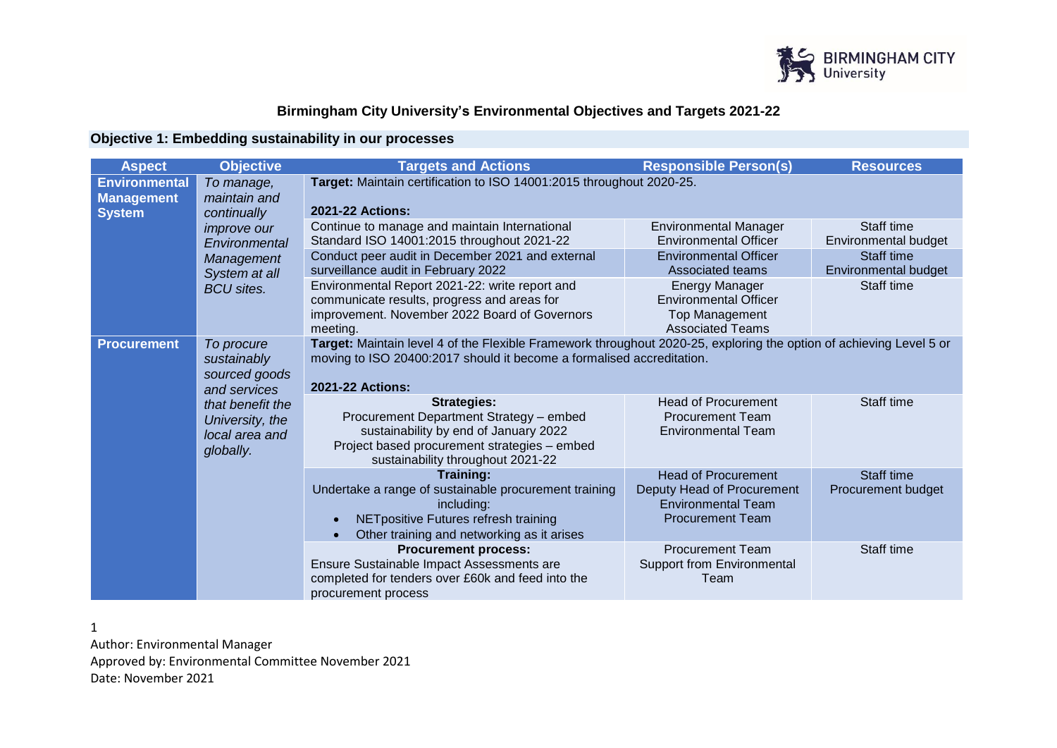# Birmingham City University's Environmental Objectives and Targets 2021-22

## Objective 1: Embedding sustainability in our processes

| Aspect | Objective | Targets and Actions | Responsible Person(s) | Resources |
|---|---|---|---|---|
| **Environmental Management System** | *To manage, maintain and continually improve our Environmental Management System at all BCU sites.* | **Target:** Maintain certification to ISO 14001:2015 throughout 2020-25.<br><br>**2021-22 Actions:** | | |
| | | Continue to manage and maintain International Standard ISO 14001:2015 throughout 2021-22 | Environmental Manager<br>Environmental Officer | Staff time<br>Environmental budget |
| | | Conduct peer audit in December 2021 and external surveillance audit in February 2022 | Environmental Officer<br>Associated teams | Staff time<br>Environmental budget |
| | | Environmental Report 2021-22: write report and communicate results, progress and areas for improvement. November 2022 Board of Governors meeting. | Energy Manager<br>Environmental Officer<br>Top Management<br>Associated Teams | Staff time |
| **Procurement** | *To procure sustainably sourced goods and services that benefit the University, the local area and globally.* | **Target:** Maintain level 4 of the Flexible Framework throughout 2020-25, exploring the option of achieving Level 5 or moving to ISO 20400:2017 should it become a formalised accreditation.<br><br>**2021-22 Actions:** | | |
| | | **Strategies:**<br>Procurement Department Strategy – embed sustainability by end of January 2022<br>Project based procurement strategies – embed sustainability throughout 2021-22 | Head of Procurement<br>Procurement Team<br>Environmental Team | Staff time |
| | | **Training:**<br>Undertake a range of sustainable procurement training including:<br>• NETpositive Futures refresh training<br>• Other training and networking as it arises | Head of Procurement<br>Deputy Head of Procurement<br>Environmental Team<br>Procurement Team | Staff time<br>Procurement budget |
| | | **Procurement process:**<br>Ensure Sustainable Impact Assessments are completed for tenders over £60k and feed into the procurement process | Procurement Team<br>Support from Environmental Team | Staff time |

Author: Environmental Manager
Approved by: Environmental Committee November 2021
Date: November 2021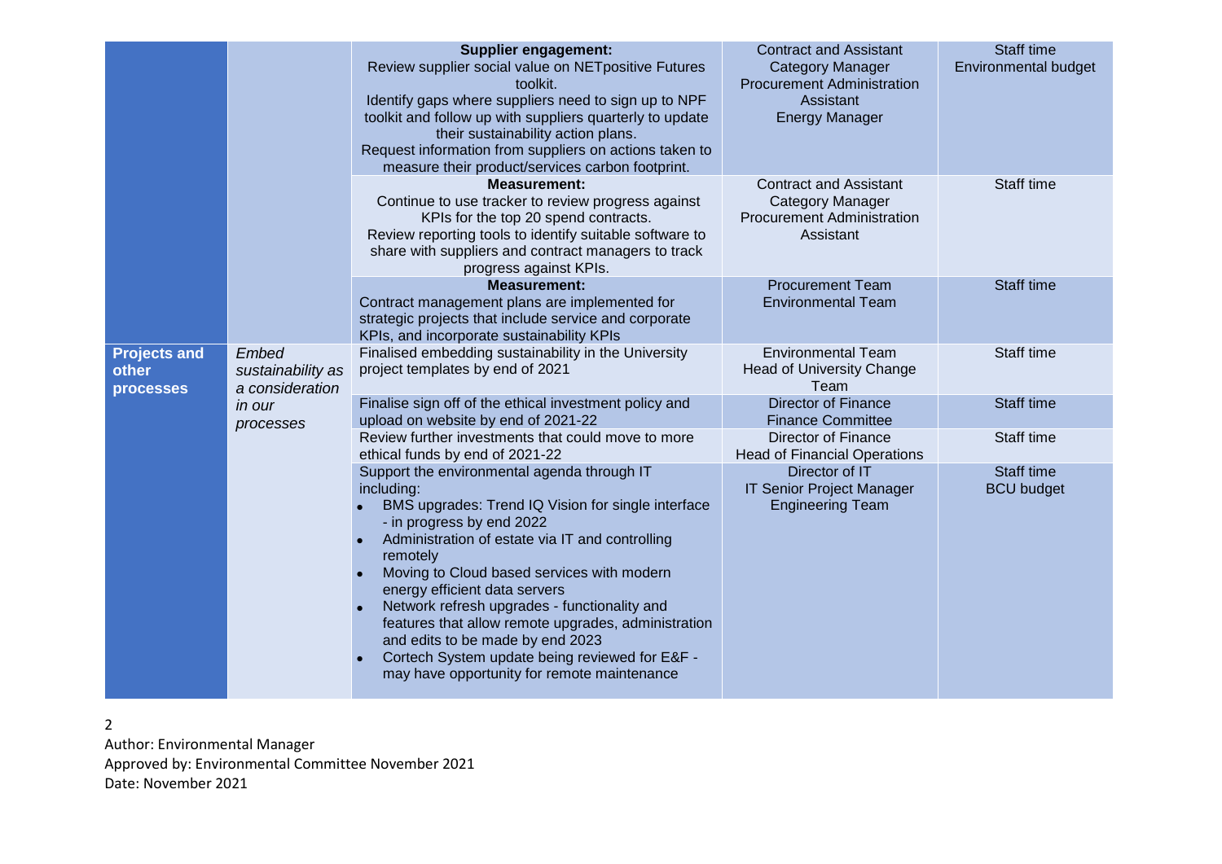| | | | | |
|---|---|---|---|---|
| | | **Supplier engagement:**<br>Review supplier social value on NETpositive Futures toolkit.<br>Identify gaps where suppliers need to sign up to NPF toolkit and follow up with suppliers quarterly to update their sustainability action plans.<br>Request information from suppliers on actions taken to measure their product/services carbon footprint. | Contract and Assistant Category Manager<br>Procurement Administration Assistant<br>Energy Manager | Staff time<br>Environmental budget |
| | | **Measurement:**<br>Continue to use tracker to review progress against KPIs for the top 20 spend contracts.<br>Review reporting tools to identify suitable software to share with suppliers and contract managers to track progress against KPIs. | Contract and Assistant Category Manager<br>Procurement Administration Assistant | Staff time |
| | | **Measurement:**<br>Contract management plans are implemented for strategic projects that include service and corporate KPIs, and incorporate sustainability KPIs | Procurement Team<br>Environmental Team | Staff time |
| **Projects and other processes** | *Embed sustainability as a consideration in our processes* | Finalised embedding sustainability in the University project templates by end of 2021 | Environmental Team<br>Head of University Change Team | Staff time |
| | | Finalise sign off of the ethical investment policy and upload on website by end of 2021-22 | Director of Finance<br>Finance Committee | Staff time |
| | | Review further investments that could move to more ethical funds by end of 2021-22 | Director of Finance<br>Head of Financial Operations | Staff time |
| | | Support the environmental agenda through IT including:<br>• BMS upgrades: Trend IQ Vision for single interface - in progress by end 2022<br>• Administration of estate via IT and controlling remotely<br>• Moving to Cloud based services with modern energy efficient data servers<br>• Network refresh upgrades - functionality and features that allow remote upgrades, administration and edits to be made by end 2023<br>• Cortech System update being reviewed for E&F - may have opportunity for remote maintenance | Director of IT<br>IT Senior Project Manager<br>Engineering Team | Staff time<br>BCU budget |

Author: Environmental Manager
Approved by: Environmental Committee November 2021
Date: November 2021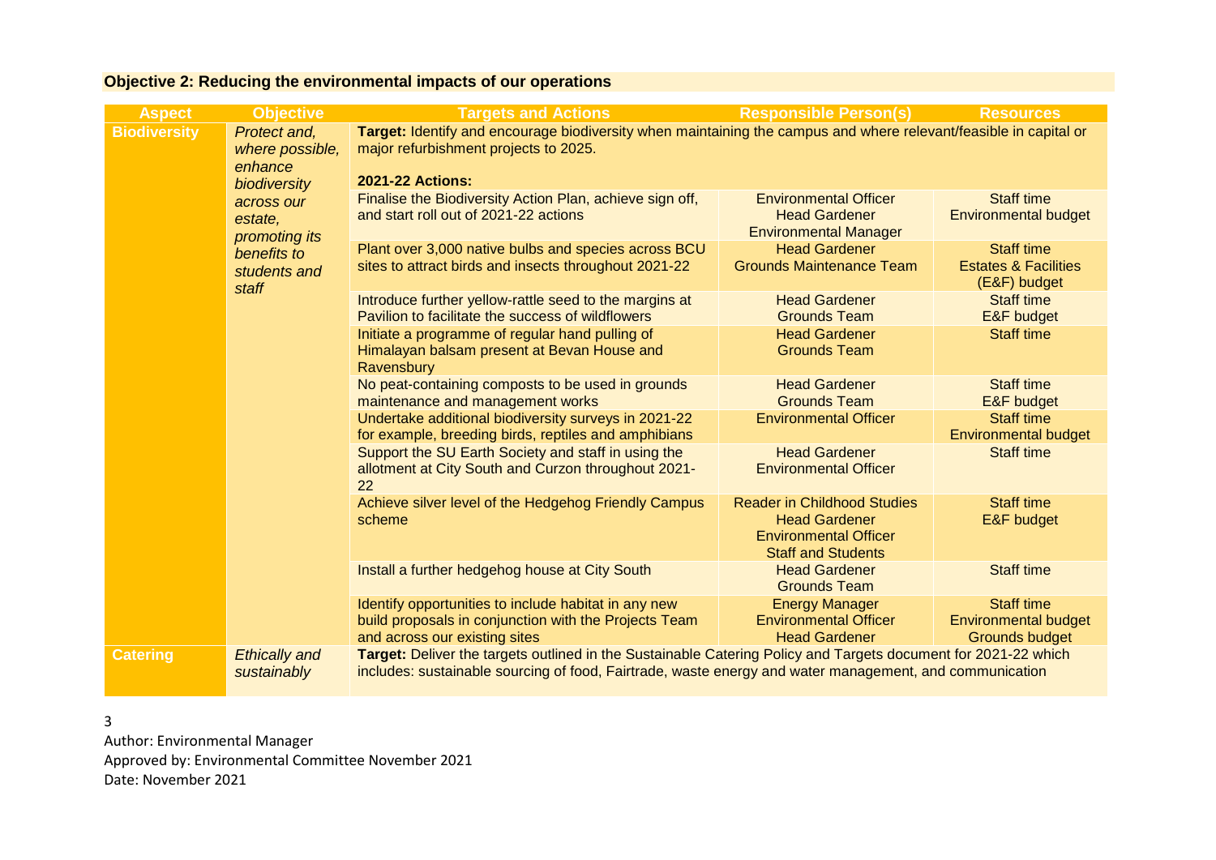**Objective 2: Reducing the environmental impacts of our operations**

| Aspect | Objective | Targets and Actions | Responsible Person(s) | Resources |
|---|---|---|---|---|
| **Biodiversity** | *Protect and, where possible, enhance biodiversity across our estate, promoting its benefits to students and staff* | **Target:** Identify and encourage biodiversity when maintaining the campus and where relevant/feasible in capital or major refurbishment projects to 2025.<br><br>**2021-22 Actions:** | | |
| | | Finalise the Biodiversity Action Plan, achieve sign off, and start roll out of 2021-22 actions | Environmental Officer<br>Head Gardener<br>Environmental Manager | Staff time<br>Environmental budget |
| | | Plant over 3,000 native bulbs and species across BCU sites to attract birds and insects throughout 2021-22 | Head Gardener<br>Grounds Maintenance Team | Staff time<br>Estates & Facilities (E&F) budget |
| | | Introduce further yellow-rattle seed to the margins at Pavilion to facilitate the success of wildflowers | Head Gardener<br>Grounds Team | Staff time<br>E&F budget |
| | | Initiate a programme of regular hand pulling of Himalayan balsam present at Bevan House and Ravensbury | Head Gardener<br>Grounds Team | Staff time |
| | | No peat-containing composts to be used in grounds maintenance and management works | Head Gardener<br>Grounds Team | Staff time<br>E&F budget |
| | | Undertake additional biodiversity surveys in 2021-22 for example, breeding birds, reptiles and amphibians | Environmental Officer | Staff time<br>Environmental budget |
| | | Support the SU Earth Society and staff in using the allotment at City South and Curzon throughout 2021-22 | Head Gardener<br>Environmental Officer | Staff time |
| | | Achieve silver level of the Hedgehog Friendly Campus scheme | Reader in Childhood Studies<br>Head Gardener<br>Environmental Officer<br>Staff and Students | Staff time<br>E&F budget |
| | | Install a further hedgehog house at City South | Head Gardener<br>Grounds Team | Staff time |
| | | Identify opportunities to include habitat in any new build proposals in conjunction with the Projects Team and across our existing sites | Energy Manager<br>Environmental Officer<br>Head Gardener | Staff time<br>Environmental budget<br>Grounds budget |
| **Catering** | *Ethically and sustainably* | **Target:** Deliver the targets outlined in the Sustainable Catering Policy and Targets document for 2021-22 which includes: sustainable sourcing of food, Fairtrade, waste energy and water management, and communication | | |

Author: Environmental Manager
Approved by: Environmental Committee November 2021
Date: November 2021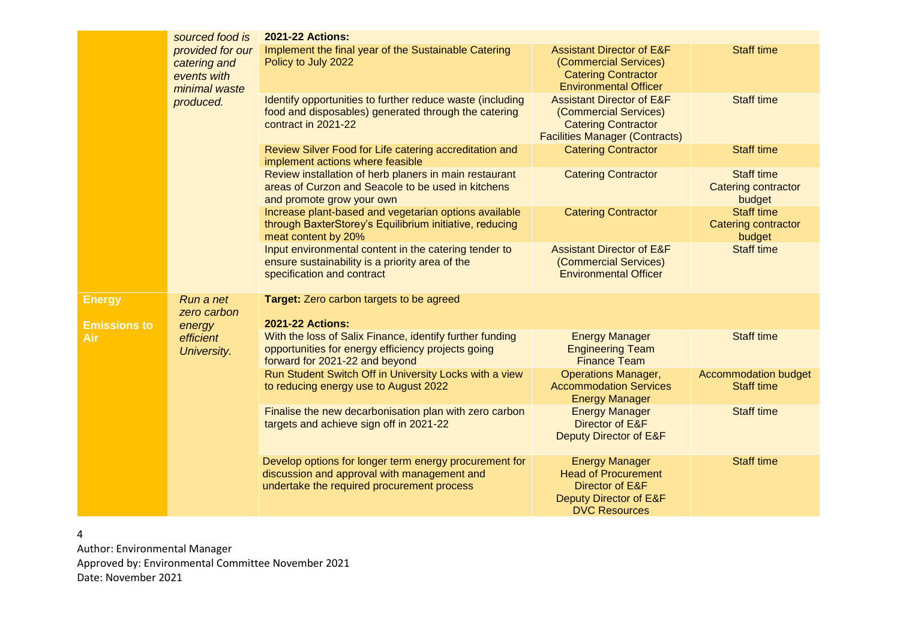| | | | | |
|---|---|---|---|---|
| | *sourced food is provided for our catering and events with minimal waste produced.* | **2021-22 Actions:** | | |
| | | Implement the final year of the Sustainable Catering Policy to July 2022 | Assistant Director of E&F (Commercial Services)<br>Catering Contractor<br>Environmental Officer | Staff time |
| | | Identify opportunities to further reduce waste (including food and disposables) generated through the catering contract in 2021-22 | Assistant Director of E&F (Commercial Services)<br>Catering Contractor<br>Facilities Manager (Contracts) | Staff time |
| | | Review Silver Food for Life catering accreditation and implement actions where feasible | Catering Contractor | Staff time |
| | | Review installation of herb planers in main restaurant areas of Curzon and Seacole to be used in kitchens and promote grow your own | Catering Contractor | Staff time<br>Catering contractor budget |
| | | Increase plant-based and vegetarian options available through BaxterStorey's Equilibrium initiative, reducing meat content by 20% | Catering Contractor | Staff time<br>Catering contractor budget |
| | | Input environmental content in the catering tender to ensure sustainability is a priority area of the specification and contract | Assistant Director of E&F (Commercial Services)<br>Environmental Officer | Staff time |
| **Energy**<br><br>**Emissions to Air** | *Run a net zero carbon energy efficient University.* | **Target:** Zero carbon targets to be agreed<br><br>**2021-22 Actions:** | | |
| | | With the loss of Salix Finance, identify further funding opportunities for energy efficiency projects going forward for 2021-22 and beyond | Energy Manager<br>Engineering Team<br>Finance Team | Staff time |
| | | Run Student Switch Off in University Locks with a view to reducing energy use to August 2022 | Operations Manager, Accommodation Services<br>Energy Manager | Accommodation budget<br>Staff time |
| | | Finalise the new decarbonisation plan with zero carbon targets and achieve sign off in 2021-22 | Energy Manager<br>Director of E&F<br>Deputy Director of E&F | Staff time |
| | | Develop options for longer term energy procurement for discussion and approval with management and undertake the required procurement process | Energy Manager<br>Head of Procurement<br>Director of E&F<br>Deputy Director of E&F<br>DVC Resources | Staff time |

Author: Environmental Manager
Approved by: Environmental Committee November 2021
Date: November 2021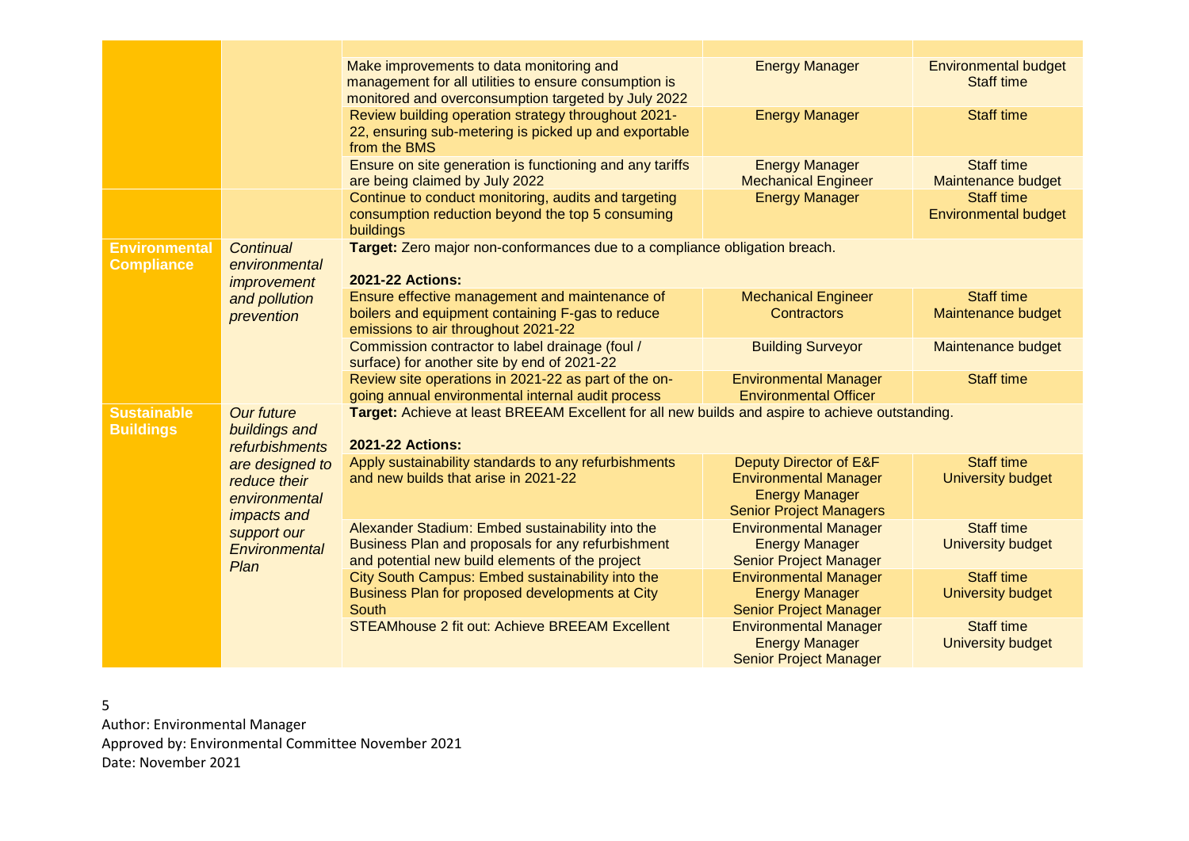| | | | | |
|---|---|---|---|---|
| | | Make improvements to data monitoring and management for all utilities to ensure consumption is monitored and overconsumption targeted by July 2022 | Energy Manager | Environmental budget<br>Staff time |
| | | Review building operation strategy throughout 2021-22, ensuring sub-metering is picked up and exportable from the BMS | Energy Manager | Staff time |
| | | Ensure on site generation is functioning and any tariffs are being claimed by July 2022 | Energy Manager<br>Mechanical Engineer | Staff time<br>Maintenance budget |
| | | Continue to conduct monitoring, audits and targeting consumption reduction beyond the top 5 consuming buildings | Energy Manager | Staff time<br>Environmental budget |
| **Environmental Compliance** | *Continual environmental improvement and pollution prevention* | **Target:** Zero major non-conformances due to a compliance obligation breach.<br><br>**2021-22 Actions:** | | |
| | | Ensure effective management and maintenance of boilers and equipment containing F-gas to reduce emissions to air throughout 2021-22 | Mechanical Engineer<br>Contractors | Staff time<br>Maintenance budget |
| | | Commission contractor to label drainage (foul / surface) for another site by end of 2021-22 | Building Surveyor | Maintenance budget |
| | | Review site operations in 2021-22 as part of the on-going annual environmental internal audit process | Environmental Manager<br>Environmental Officer | Staff time |
| **Sustainable Buildings** | *Our future buildings and refurbishments are designed to reduce their environmental impacts and support our Environmental Plan* | **Target:** Achieve at least BREEAM Excellent for all new builds and aspire to achieve outstanding.<br><br>**2021-22 Actions:** | | |
| | | Apply sustainability standards to any refurbishments and new builds that arise in 2021-22 | Deputy Director of E&F<br>Environmental Manager<br>Energy Manager<br>Senior Project Managers | Staff time<br>University budget |
| | | Alexander Stadium: Embed sustainability into the Business Plan and proposals for any refurbishment and potential new build elements of the project | Environmental Manager<br>Energy Manager<br>Senior Project Manager | Staff time<br>University budget |
| | | City South Campus: Embed sustainability into the Business Plan for proposed developments at City South | Environmental Manager<br>Energy Manager<br>Senior Project Manager | Staff time<br>University budget |
| | | STEAMhouse 2 fit out: Achieve BREEAM Excellent | Environmental Manager<br>Energy Manager<br>Senior Project Manager | Staff time<br>University budget |

Author: Environmental Manager
Approved by: Environmental Committee November 2021
Date: November 2021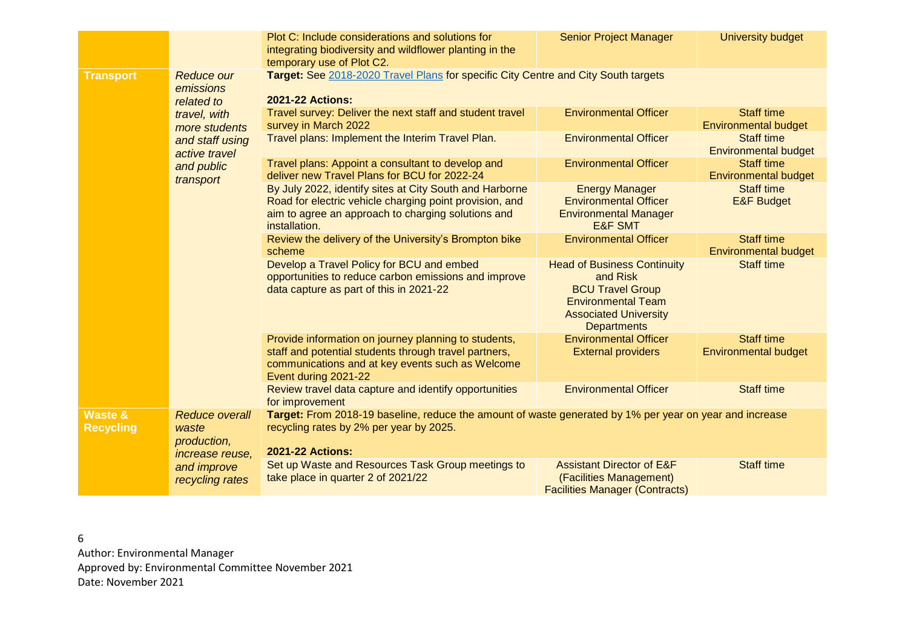| | | | | |
|---|---|---|---|---|
| | | Plot C: Include considerations and solutions for integrating biodiversity and wildflower planting in the temporary use of Plot C2. | Senior Project Manager | University budget |
| **Transport** | *Reduce our emissions related to travel, with more students and staff using active travel and public transport* | **Target:** See [2018-2020 Travel Plans] for specific City Centre and City South targets<br><br>**2021-22 Actions:** | | |
| | | Travel survey: Deliver the next staff and student travel survey in March 2022 | Environmental Officer | Staff time<br>Environmental budget |
| | | Travel plans: Implement the Interim Travel Plan. | Environmental Officer | Staff time<br>Environmental budget |
| | | Travel plans: Appoint a consultant to develop and deliver new Travel Plans for BCU for 2022-24 | Environmental Officer | Staff time<br>Environmental budget |
| | | By July 2022, identify sites at City South and Harborne Road for electric vehicle charging point provision, and aim to agree an approach to charging solutions and installation. | Energy Manager<br>Environmental Officer<br>Environmental Manager<br>E&F SMT | Staff time<br>E&F Budget |
| | | Review the delivery of the University's Brompton bike scheme | Environmental Officer | Staff time<br>Environmental budget |
| | | Develop a Travel Policy for BCU and embed opportunities to reduce carbon emissions and improve data capture as part of this in 2021-22 | Head of Business Continuity and Risk<br>BCU Travel Group<br>Environmental Team<br>Associated University Departments | Staff time |
| | | Provide information on journey planning to students, staff and potential students through travel partners, communications and at key events such as Welcome Event during 2021-22 | Environmental Officer<br>External providers | Staff time<br>Environmental budget |
| | | Review travel data capture and identify opportunities for improvement | Environmental Officer | Staff time |
| **Waste & Recycling** | *Reduce overall waste production, increase reuse, and improve recycling rates* | **Target:** From 2018-19 baseline, reduce the amount of waste generated by 1% per year on year and increase recycling rates by 2% per year by 2025.<br><br>**2021-22 Actions:** | | |
| | | Set up Waste and Resources Task Group meetings to take place in quarter 2 of 2021/22 | Assistant Director of E&F (Facilities Management)<br>Facilities Manager (Contracts) | Staff time |

Author: Environmental Manager
Approved by: Environmental Committee November 2021
Date: November 2021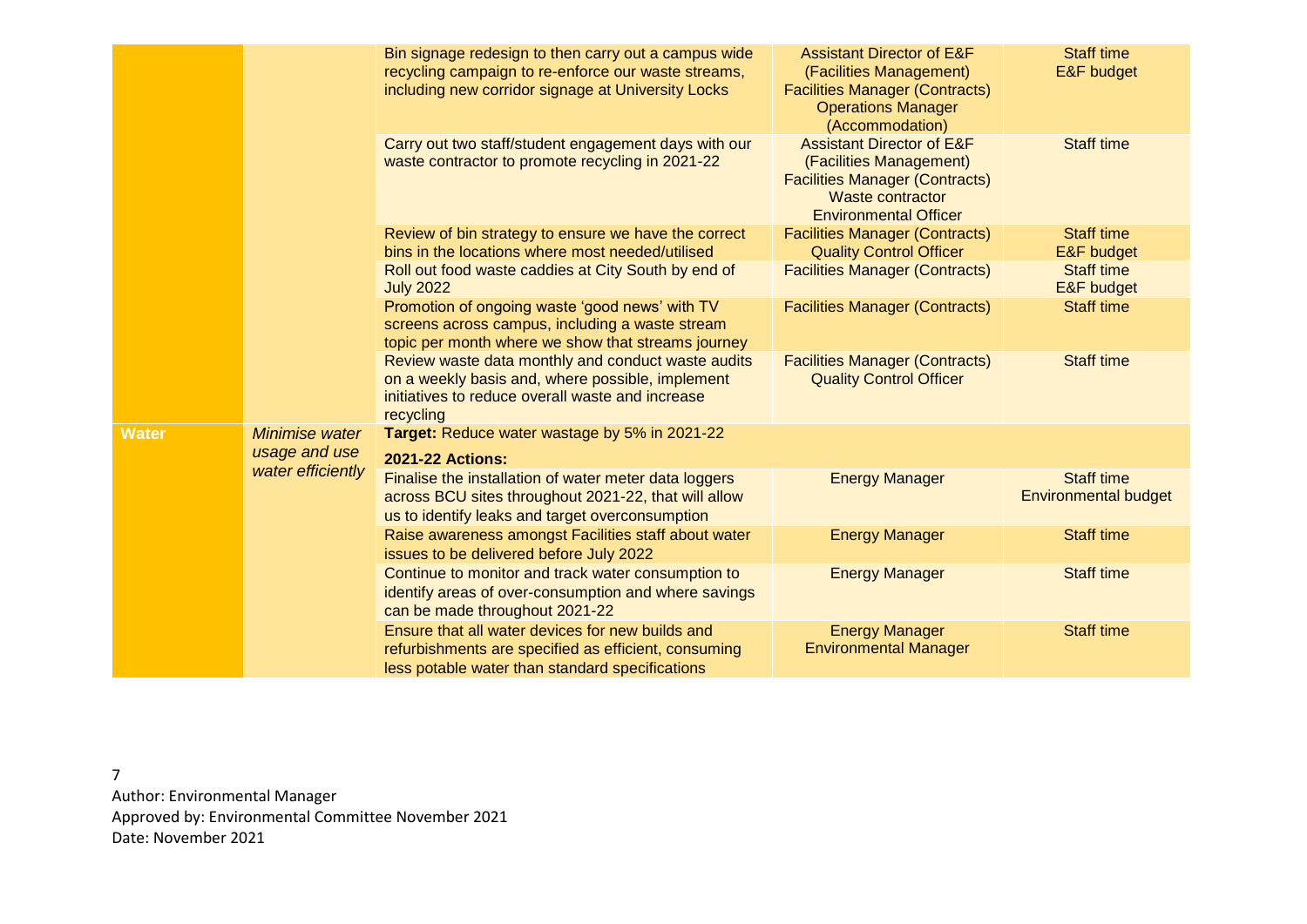| | | | | |
|---|---|---|---|---|
| | | Bin signage redesign to then carry out a campus wide recycling campaign to re-enforce our waste streams, including new corridor signage at University Locks | Assistant Director of E&F (Facilities Management) Facilities Manager (Contracts) Operations Manager (Accommodation) | Staff time E&F budget |
| | | Carry out two staff/student engagement days with our waste contractor to promote recycling in 2021-22 | Assistant Director of E&F (Facilities Management) Facilities Manager (Contracts) Waste contractor Environmental Officer | Staff time |
| | | Review of bin strategy to ensure we have the correct bins in the locations where most needed/utilised | Facilities Manager (Contracts) Quality Control Officer | Staff time E&F budget |
| | | Roll out food waste caddies at City South by end of July 2022 | Facilities Manager (Contracts) | Staff time E&F budget |
| | | Promotion of ongoing waste 'good news' with TV screens across campus, including a waste stream topic per month where we show that streams journey | Facilities Manager (Contracts) | Staff time |
| | | Review waste data monthly and conduct waste audits on a weekly basis and, where possible, implement initiatives to reduce overall waste and increase recycling | Facilities Manager (Contracts) Quality Control Officer | Staff time |
| **Water** | *Minimise water usage and use water efficiently* | **Target:** Reduce water wastage by 5% in 2021-22 **2021-22 Actions:** | | |
| | | Finalise the installation of water meter data loggers across BCU sites throughout 2021-22, that will allow us to identify leaks and target overconsumption | Energy Manager | Staff time Environmental budget |
| | | Raise awareness amongst Facilities staff about water issues to be delivered before July 2022 | Energy Manager | Staff time |
| | | Continue to monitor and track water consumption to identify areas of over-consumption and where savings can be made throughout 2021-22 | Energy Manager | Staff time |
| | | Ensure that all water devices for new builds and refurbishments are specified as efficient, consuming less potable water than standard specifications | Energy Manager Environmental Manager | Staff time |

Author: Environmental Manager
Approved by: Environmental Committee November 2021
Date: November 2021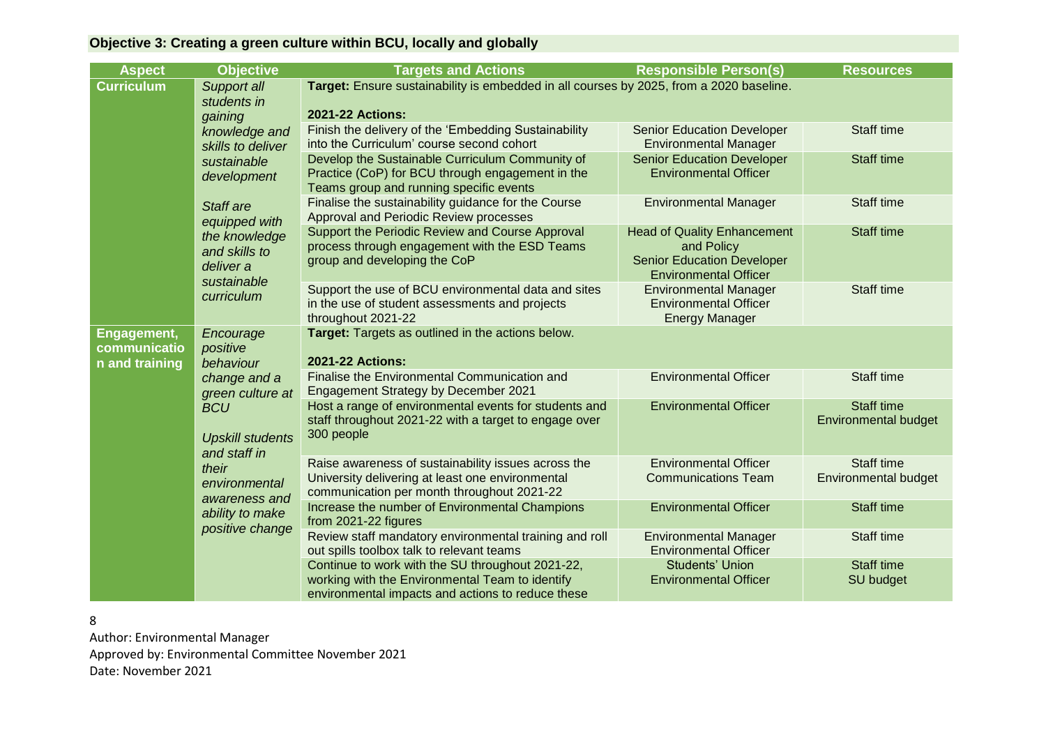**Objective 3: Creating a green culture within BCU, locally and globally**

| Aspect | Objective | Targets and Actions | Responsible Person(s) | Resources |
|---|---|---|---|---|
| **Curriculum** | *Support all students in gaining knowledge and skills to deliver sustainable development*<br><br>*Staff are equipped with the knowledge and skills to deliver a sustainable curriculum* | **Target:** Ensure sustainability is embedded in all courses by 2025, from a 2020 baseline.<br><br>**2021-22 Actions:** | | |
| | | Finish the delivery of the 'Embedding Sustainability into the Curriculum' course second cohort | Senior Education Developer<br>Environmental Manager | Staff time |
| | | Develop the Sustainable Curriculum Community of Practice (CoP) for BCU through engagement in the Teams group and running specific events | Senior Education Developer<br>Environmental Officer | Staff time |
| | | Finalise the sustainability guidance for the Course Approval and Periodic Review processes | Environmental Manager | Staff time |
| | | Support the Periodic Review and Course Approval process through engagement with the ESD Teams group and developing the CoP | Head of Quality Enhancement and Policy<br>Senior Education Developer<br>Environmental Officer | Staff time |
| | | Support the use of BCU environmental data and sites in the use of student assessments and projects throughout 2021-22 | Environmental Manager<br>Environmental Officer<br>Energy Manager | Staff time |
| **Engagement, communication and training** | *Encourage positive behaviour change and a green culture at BCU*<br><br>*Upskill students and staff in their environmental awareness and ability to make positive change* | **Target:** Targets as outlined in the actions below.<br><br>**2021-22 Actions:** | | |
| | | Finalise the Environmental Communication and Engagement Strategy by December 2021 | Environmental Officer | Staff time |
| | | Host a range of environmental events for students and staff throughout 2021-22 with a target to engage over 300 people | Environmental Officer | Staff time<br>Environmental budget |
| | | Raise awareness of sustainability issues across the University delivering at least one environmental communication per month throughout 2021-22 | Environmental Officer<br>Communications Team | Staff time<br>Environmental budget |
| | | Increase the number of Environmental Champions from 2021-22 figures | Environmental Officer | Staff time |
| | | Review staff mandatory environmental training and roll out spills toolbox talk to relevant teams | Environmental Manager<br>Environmental Officer | Staff time |
| | | Continue to work with the SU throughout 2021-22, working with the Environmental Team to identify environmental impacts and actions to reduce these | Students' Union<br>Environmental Officer | Staff time<br>SU budget |

Author: Environmental Manager
Approved by: Environmental Committee November 2021
Date: November 2021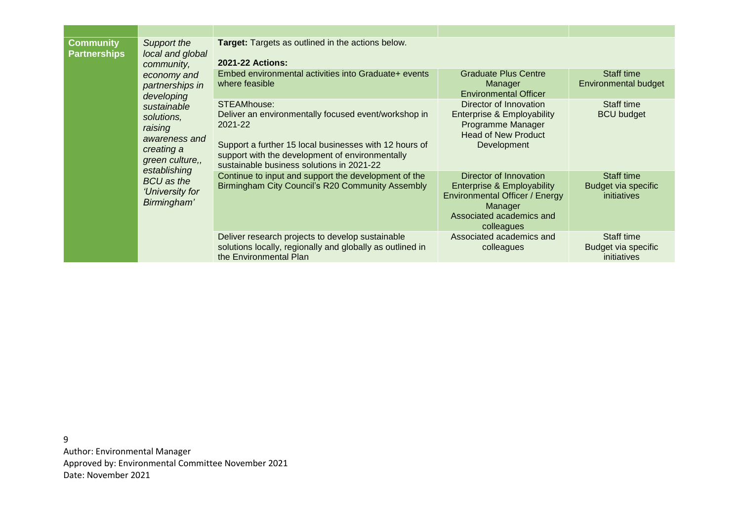| | | | | |
|---|---|---|---|---|
| **Community Partnerships** | *Support the local and global community, economy and partnerships in developing sustainable solutions, raising awareness and creating a green culture,, establishing BCU as the 'University for Birmingham'* | **Target:** Targets as outlined in the actions below.<br><br>**2021-22 Actions:** | | |
| | | Embed environmental activities into Graduate+ events where feasible | Graduate Plus Centre Manager<br>Environmental Officer | Staff time<br>Environmental budget |
| | | STEAMhouse:<br>Deliver an environmentally focused event/workshop in 2021-22<br><br>Support a further 15 local businesses with 12 hours of support with the development of environmentally sustainable business solutions in 2021-22 | Director of Innovation Enterprise & Employability<br>Programme Manager<br>Head of New Product Development | Staff time<br>BCU budget |
| | | Continue to input and support the development of the Birmingham City Council's R20 Community Assembly | Director of Innovation Enterprise & Employability<br>Environmental Officer / Energy Manager<br>Associated academics and colleagues | Staff time<br>Budget via specific initiatives |
| | | Deliver research projects to develop sustainable solutions locally, regionally and globally as outlined in the Environmental Plan | Associated academics and colleagues | Staff time<br>Budget via specific initiatives |

Author: Environmental Manager
Approved by: Environmental Committee November 2021
Date: November 2021